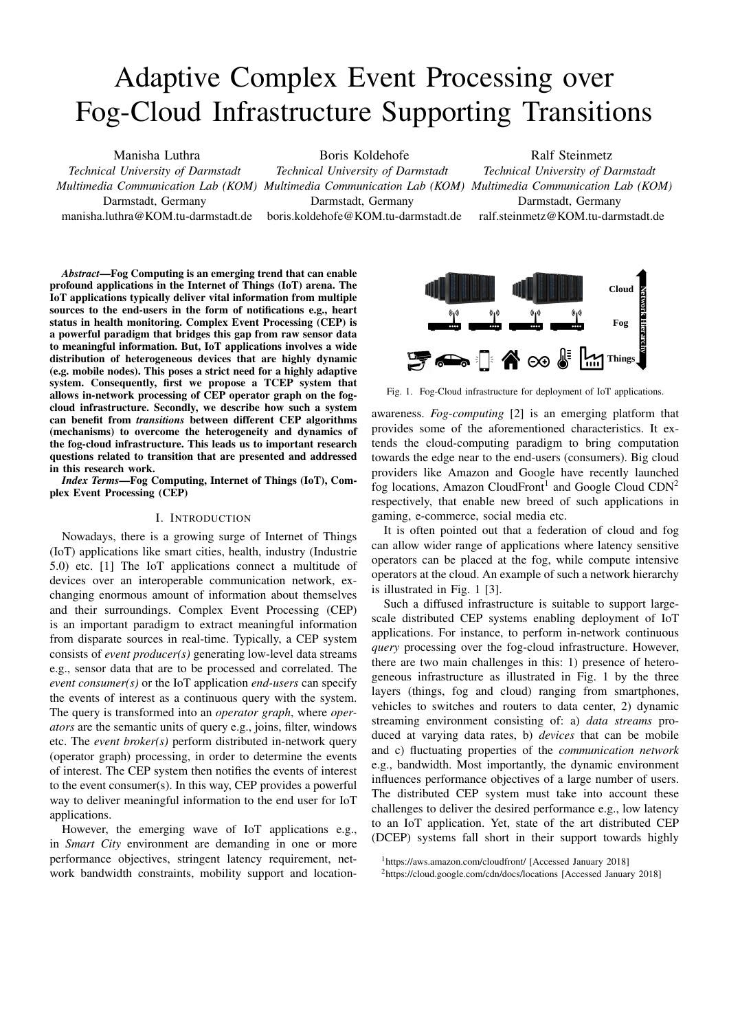# Adaptive Complex Event Processing over Fog-Cloud Infrastructure Supporting Transitions

Manisha Luthra
*Technical University of Darmstadt*
*Multimedia Communication Lab (KOM)*
Darmstadt, Germany
manisha.luthra@KOM.tu-darmstadt.de

Boris Koldehofe
*Technical University of Darmstadt*
*Multimedia Communication Lab (KOM)*
Darmstadt, Germany
boris.koldehofe@KOM.tu-darmstadt.de

Ralf Steinmetz
*Technical University of Darmstadt*
*Multimedia Communication Lab (KOM)*
Darmstadt, Germany
ralf.steinmetz@KOM.tu-darmstadt.de

***Abstract*—Fog Computing is an emerging trend that can enable profound applications in the Internet of Things (IoT) arena. The IoT applications typically deliver vital information from multiple sources to the end-users in the form of notifications e.g., heart status in health monitoring. Complex Event Processing (CEP) is a powerful paradigm that bridges this gap from raw sensor data to meaningful information. But, IoT applications involves a wide distribution of heterogeneous devices that are highly dynamic (e.g. mobile nodes). This poses a strict need for a highly adaptive system. Consequently, first we propose a TCEP system that allows in-network processing of CEP operator graph on the fog-cloud infrastructure. Secondly, we describe how such a system can benefit from *transitions* between different CEP algorithms (mechanisms) to overcome the heterogeneity and dynamics of the fog-cloud infrastructure. This leads us to important research questions related to transition that are presented and addressed in this research work.**

***Index Terms*—Fog Computing, Internet of Things (IoT), Complex Event Processing (CEP)**

## I. Introduction

Nowadays, there is a growing surge of Internet of Things (IoT) applications like smart cities, health, industry (Industrie 5.0) etc. [1] The IoT applications connect a multitude of devices over an interoperable communication network, exchanging enormous amount of information about themselves and their surroundings. Complex Event Processing (CEP) is an important paradigm to extract meaningful information from disparate sources in real-time. Typically, a CEP system consists of *event producer(s)* generating low-level data streams e.g., sensor data that are to be processed and correlated. The *event consumer(s)* or the IoT application *end-users* can specify the events of interest as a continuous query with the system. The query is transformed into an *operator graph*, where *operators* are the semantic units of query e.g., joins, filter, windows etc. The *event broker(s)* perform distributed in-network query (operator graph) processing, in order to determine the events of interest. The CEP system then notifies the events of interest to the event consumer(s). In this way, CEP provides a powerful way to deliver meaningful information to the end user for IoT applications.

However, the emerging wave of IoT applications e.g., in *Smart City* environment are demanding in one or more performance objectives, stringent latency requirement, network bandwidth constraints, mobility support and location-awareness. *Fog-computing* [2] is an emerging platform that provides some of the aforementioned characteristics. It extends the cloud-computing paradigm to bring computation towards the edge near to the end-users (consumers). Big cloud providers like Amazon and Google have recently launched fog locations, Amazon CloudFront[1] and Google Cloud CDN[2] respectively, that enable new breed of such applications in gaming, e-commerce, social media etc.

Fig. 1. Fog-Cloud infrastructure for deployment of IoT applications.

It is often pointed out that a federation of cloud and fog can allow wider range of applications where latency sensitive operators can be placed at the fog, while compute intensive operators at the cloud. An example of such a network hierarchy is illustrated in Fig. 1 [3].

Such a diffused infrastructure is suitable to support large-scale distributed CEP systems enabling deployment of IoT applications. For instance, to perform in-network continuous *query* processing over the fog-cloud infrastructure. However, there are two main challenges in this: 1) presence of heterogeneous infrastructure as illustrated in Fig. 1 by the three layers (things, fog and cloud) ranging from smartphones, vehicles to switches and routers to data center, 2) dynamic streaming environment consisting of: a) *data streams* produced at varying data rates, b) *devices* that can be mobile and c) fluctuating properties of the *communication network* e.g., bandwidth. Most importantly, the dynamic environment influences performance objectives of a large number of users. The distributed CEP system must take into account these challenges to deliver the desired performance e.g., low latency to an IoT application. Yet, state of the art distributed CEP (DCEP) systems fall short in their support towards highly

[1] https://aws.amazon.com/cloudfront/ [Accessed January 2018]

[2] https://cloud.google.com/cdn/docs/locations [Accessed January 2018]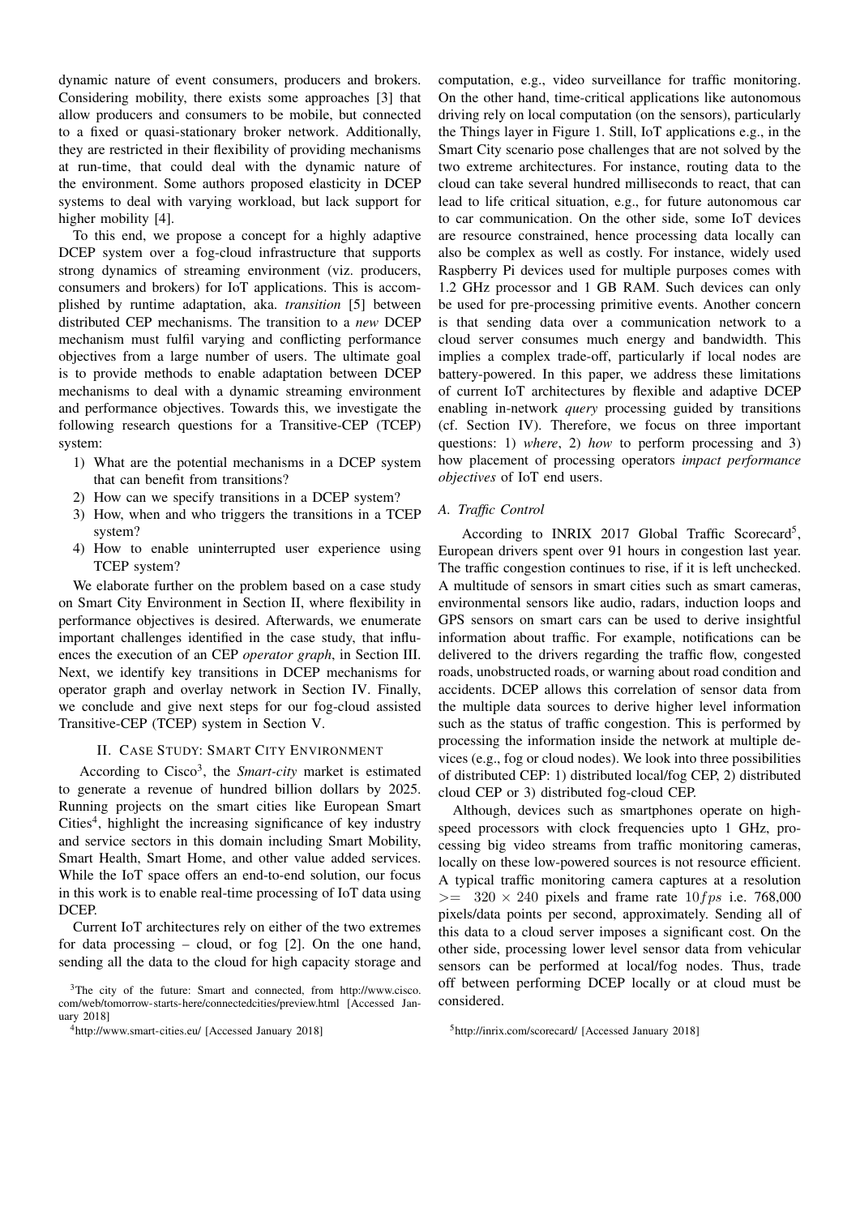dynamic nature of event consumers, producers and brokers. Considering mobility, there exists some approaches [3] that allow producers and consumers to be mobile, but connected to a fixed or quasi-stationary broker network. Additionally, they are restricted in their flexibility of providing mechanisms at run-time, that could deal with the dynamic nature of the environment. Some authors proposed elasticity in DCEP systems to deal with varying workload, but lack support for higher mobility [4].

To this end, we propose a concept for a highly adaptive DCEP system over a fog-cloud infrastructure that supports strong dynamics of streaming environment (viz. producers, consumers and brokers) for IoT applications. This is accomplished by runtime adaptation, aka. *transition* [5] between distributed CEP mechanisms. The transition to a *new* DCEP mechanism must fulfil varying and conflicting performance objectives from a large number of users. The ultimate goal is to provide methods to enable adaptation between DCEP mechanisms to deal with a dynamic streaming environment and performance objectives. Towards this, we investigate the following research questions for a Transitive-CEP (TCEP) system:

1) What are the potential mechanisms in a DCEP system that can benefit from transitions?
2) How can we specify transitions in a DCEP system?
3) How, when and who triggers the transitions in a TCEP system?
4) How to enable uninterrupted user experience using TCEP system?

We elaborate further on the problem based on a case study on Smart City Environment in Section II, where flexibility in performance objectives is desired. Afterwards, we enumerate important challenges identified in the case study, that influences the execution of an CEP *operator graph*, in Section III. Next, we identify key transitions in DCEP mechanisms for operator graph and overlay network in Section IV. Finally, we conclude and give next steps for our fog-cloud assisted Transitive-CEP (TCEP) system in Section V.

## II. Case Study: Smart City Environment

According to Cisco[3], the *Smart-city* market is estimated to generate a revenue of hundred billion dollars by 2025. Running projects on the smart cities like European Smart Cities[4], highlight the increasing significance of key industry and service sectors in this domain including Smart Mobility, Smart Health, Smart Home, and other value added services. While the IoT space offers an end-to-end solution, our focus in this work is to enable real-time processing of IoT data using DCEP.

Current IoT architectures rely on either of the two extremes for data processing – cloud, or fog [2]. On the one hand, sending all the data to the cloud for high capacity storage and computation, e.g., video surveillance for traffic monitoring. On the other hand, time-critical applications like autonomous driving rely on local computation (on the sensors), particularly the Things layer in Figure 1. Still, IoT applications e.g., in the Smart City scenario pose challenges that are not solved by the two extreme architectures. For instance, routing data to the cloud can take several hundred milliseconds to react, that can lead to life critical situation, e.g., for future autonomous car to car communication. On the other side, some IoT devices are resource constrained, hence processing data locally can also be complex as well as costly. For instance, widely used Raspberry Pi devices used for multiple purposes comes with 1.2 GHz processor and 1 GB RAM. Such devices can only be used for pre-processing primitive events. Another concern is that sending data over a communication network to a cloud server consumes much energy and bandwidth. This implies a complex trade-off, particularly if local nodes are battery-powered. In this paper, we address these limitations of current IoT architectures by flexible and adaptive DCEP enabling in-network *query* processing guided by transitions (cf. Section IV). Therefore, we focus on three important questions: 1) *where*, 2) *how* to perform processing and 3) how placement of processing operators *impact performance objectives* of IoT end users.

### A. Traffic Control

According to INRIX 2017 Global Traffic Scorecard[5], European drivers spent over 91 hours in congestion last year. The traffic congestion continues to rise, if it is left unchecked. A multitude of sensors in smart cities such as smart cameras, environmental sensors like audio, radars, induction loops and GPS sensors on smart cars can be used to derive insightful information about traffic. For example, notifications can be delivered to the drivers regarding the traffic flow, congested roads, unobstructed roads, or warning about road condition and accidents. DCEP allows this correlation of sensor data from the multiple data sources to derive higher level information such as the status of traffic congestion. This is performed by processing the information inside the network at multiple devices (e.g., fog or cloud nodes). We look into three possibilities of distributed CEP: 1) distributed local/fog CEP, 2) distributed cloud CEP or 3) distributed fog-cloud CEP.

Although, devices such as smartphones operate on high-speed processors with clock frequencies upto 1 GHz, processing big video streams from traffic monitoring cameras, locally on these low-powered sources is not resource efficient. A typical traffic monitoring camera captures at a resolution $>= \; 320 \times 240$ pixels and frame rate $10fps$ i.e. 768,000 pixels/data points per second, approximately. Sending all of this data to a cloud server imposes a significant cost. On the other side, processing lower level sensor data from vehicular sensors can be performed at local/fog nodes. Thus, trade off between performing DCEP locally or at cloud must be considered.

[3]The city of the future: Smart and connected, from http://www.cisco.com/web/tomorrow-starts-here/connectedcities/preview.html [Accessed January 2018]

[4]http://www.smart-cities.eu/ [Accessed January 2018]

[5]http://inrix.com/scorecard/ [Accessed January 2018]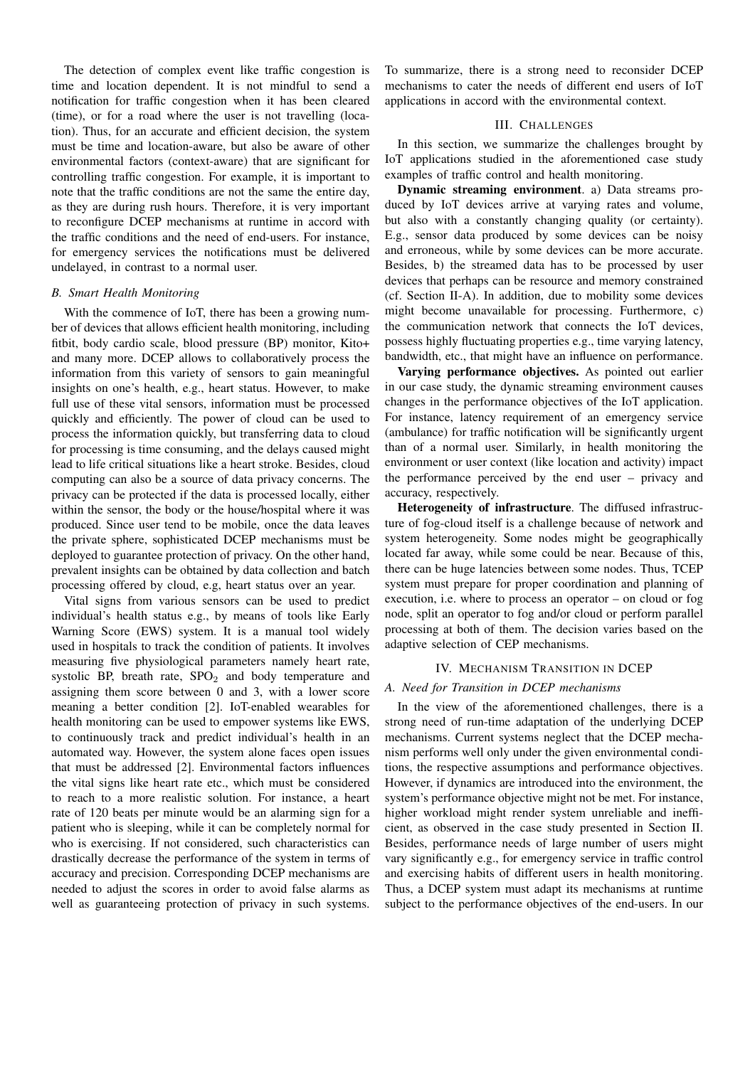The detection of complex event like traffic congestion is time and location dependent. It is not mindful to send a notification for traffic congestion when it has been cleared (time), or for a road where the user is not travelling (location). Thus, for an accurate and efficient decision, the system must be time and location-aware, but also be aware of other environmental factors (context-aware) that are significant for controlling traffic congestion. For example, it is important to note that the traffic conditions are not the same the entire day, as they are during rush hours. Therefore, it is very important to reconfigure DCEP mechanisms at runtime in accord with the traffic conditions and the need of end-users. For instance, for emergency services the notifications must be delivered undelayed, in contrast to a normal user.

### *B. Smart Health Monitoring*

With the commence of IoT, there has been a growing number of devices that allows efficient health monitoring, including fitbit, body cardio scale, blood pressure (BP) monitor, Kito+ and many more. DCEP allows to collaboratively process the information from this variety of sensors to gain meaningful insights on one's health, e.g., heart status. However, to make full use of these vital sensors, information must be processed quickly and efficiently. The power of cloud can be used to process the information quickly, but transferring data to cloud for processing is time consuming, and the delays caused might lead to life critical situations like a heart stroke. Besides, cloud computing can also be a source of data privacy concerns. The privacy can be protected if the data is processed locally, either within the sensor, the body or the house/hospital where it was produced. Since user tend to be mobile, once the data leaves the private sphere, sophisticated DCEP mechanisms must be deployed to guarantee protection of privacy. On the other hand, prevalent insights can be obtained by data collection and batch processing offered by cloud, e.g, heart status over an year.

Vital signs from various sensors can be used to predict individual's health status e.g., by means of tools like Early Warning Score (EWS) system. It is a manual tool widely used in hospitals to track the condition of patients. It involves measuring five physiological parameters namely heart rate, systolic BP, breath rate, $SPO_2$ and body temperature and assigning them score between 0 and 3, with a lower score meaning a better condition [2]. IoT-enabled wearables for health monitoring can be used to empower systems like EWS, to continuously track and predict individual's health in an automated way. However, the system alone faces open issues that must be addressed [2]. Environmental factors influences the vital signs like heart rate etc., which must be considered to reach to a more realistic solution. For instance, a heart rate of 120 beats per minute would be an alarming sign for a patient who is sleeping, while it can be completely normal for who is exercising. If not considered, such characteristics can drastically decrease the performance of the system in terms of accuracy and precision. Corresponding DCEP mechanisms are needed to adjust the scores in order to avoid false alarms as well as guaranteeing protection of privacy in such systems. To summarize, there is a strong need to reconsider DCEP mechanisms to cater the needs of different end users of IoT applications in accord with the environmental context.

## III. Challenges

In this section, we summarize the challenges brought by IoT applications studied in the aforementioned case study examples of traffic control and health monitoring.

**Dynamic streaming environment**. a) Data streams produced by IoT devices arrive at varying rates and volume, but also with a constantly changing quality (or certainty). E.g., sensor data produced by some devices can be noisy and erroneous, while by some devices can be more accurate. Besides, b) the streamed data has to be processed by user devices that perhaps can be resource and memory constrained (cf. Section II-A). In addition, due to mobility some devices might become unavailable for processing. Furthermore, c) the communication network that connects the IoT devices, possess highly fluctuating properties e.g., time varying latency, bandwidth, etc., that might have an influence on performance.

**Varying performance objectives.** As pointed out earlier in our case study, the dynamic streaming environment causes changes in the performance objectives of the IoT application. For instance, latency requirement of an emergency service (ambulance) for traffic notification will be significantly urgent than of a normal user. Similarly, in health monitoring the environment or user context (like location and activity) impact the performance perceived by the end user – privacy and accuracy, respectively.

**Heterogeneity of infrastructure**. The diffused infrastructure of fog-cloud itself is a challenge because of network and system heterogeneity. Some nodes might be geographically located far away, while some could be near. Because of this, there can be huge latencies between some nodes. Thus, TCEP system must prepare for proper coordination and planning of execution, i.e. where to process an operator – on cloud or fog node, split an operator to fog and/or cloud or perform parallel processing at both of them. The decision varies based on the adaptive selection of CEP mechanisms.

## IV. Mechanism Transition in DCEP

### *A. Need for Transition in DCEP mechanisms*

In the view of the aforementioned challenges, there is a strong need of run-time adaptation of the underlying DCEP mechanisms. Current systems neglect that the DCEP mechanism performs well only under the given environmental conditions, the respective assumptions and performance objectives. However, if dynamics are introduced into the environment, the system's performance objective might not be met. For instance, higher workload might render system unreliable and inefficient, as observed in the case study presented in Section II. Besides, performance needs of large number of users might vary significantly e.g., for emergency service in traffic control and exercising habits of different users in health monitoring. Thus, a DCEP system must adapt its mechanisms at runtime subject to the performance objectives of the end-users. In our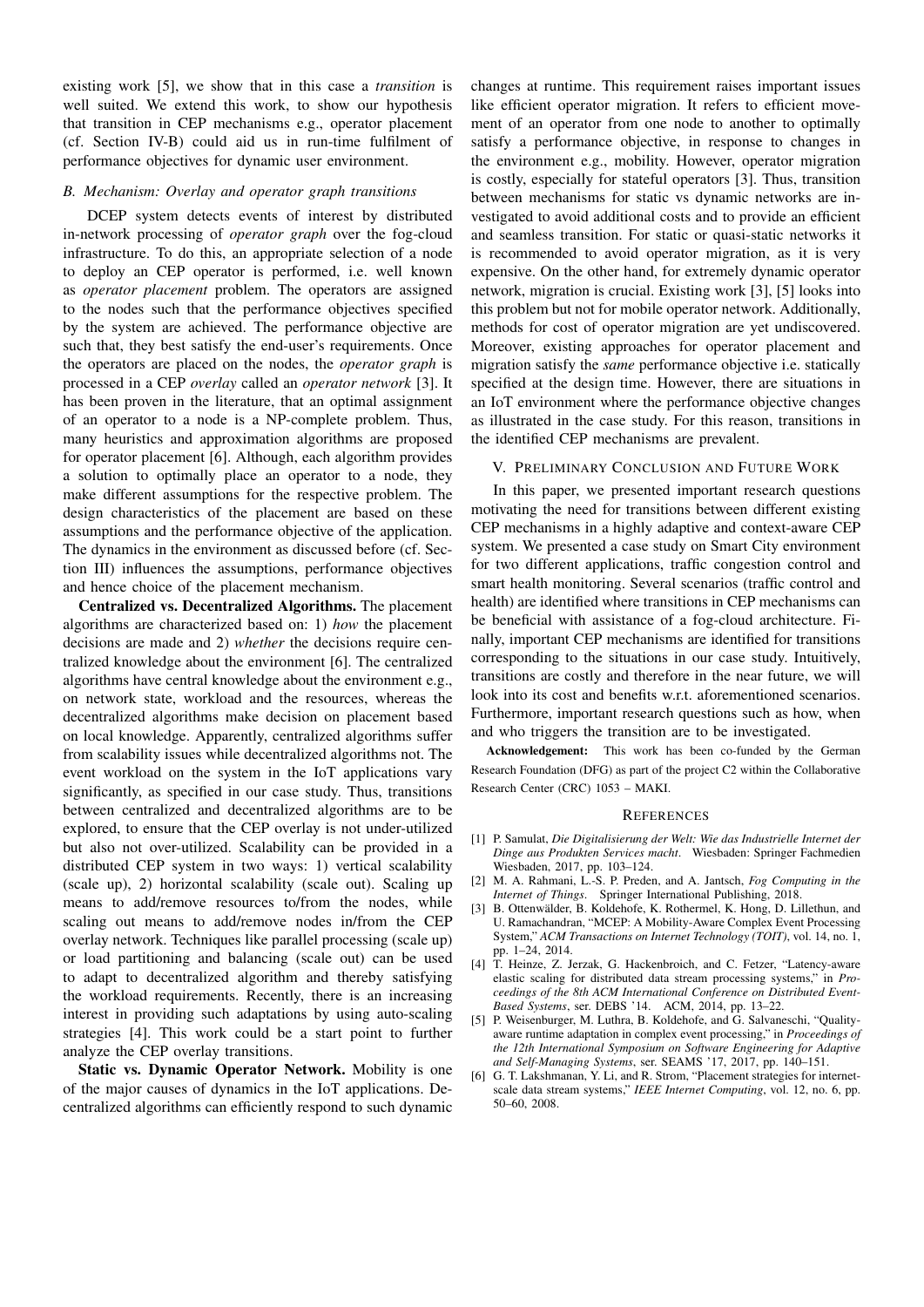existing work [5], we show that in this case a *transition* is well suited. We extend this work, to show our hypothesis that transition in CEP mechanisms e.g., operator placement (cf. Section IV-B) could aid us in run-time fulfilment of performance objectives for dynamic user environment.

### *B. Mechanism: Overlay and operator graph transitions*

DCEP system detects events of interest by distributed in-network processing of *operator graph* over the fog-cloud infrastructure. To do this, an appropriate selection of a node to deploy an CEP operator is performed, i.e. well known as *operator placement* problem. The operators are assigned to the nodes such that the performance objectives specified by the system are achieved. The performance objective are such that, they best satisfy the end-user's requirements. Once the operators are placed on the nodes, the *operator graph* is processed in a CEP *overlay* called an *operator network* [3]. It has been proven in the literature, that an optimal assignment of an operator to a node is a NP-complete problem. Thus, many heuristics and approximation algorithms are proposed for operator placement [6]. Although, each algorithm provides a solution to optimally place an operator to a node, they make different assumptions for the respective problem. The design characteristics of the placement are based on these assumptions and the performance objective of the application. The dynamics in the environment as discussed before (cf. Section III) influences the assumptions, performance objectives and hence choice of the placement mechanism.

**Centralized vs. Decentralized Algorithms.** The placement algorithms are characterized based on: 1) *how* the placement decisions are made and 2) *whether* the decisions require centralized knowledge about the environment [6]. The centralized algorithms have central knowledge about the environment e.g., on network state, workload and the resources, whereas the decentralized algorithms make decision on placement based on local knowledge. Apparently, centralized algorithms suffer from scalability issues while decentralized algorithms not. The event workload on the system in the IoT applications vary significantly, as specified in our case study. Thus, transitions between centralized and decentralized algorithms are to be explored, to ensure that the CEP overlay is not under-utilized but also not over-utilized. Scalability can be provided in a distributed CEP system in two ways: 1) vertical scalability (scale up), 2) horizontal scalability (scale out). Scaling up means to add/remove resources to/from the nodes, while scaling out means to add/remove nodes in/from the CEP overlay network. Techniques like parallel processing (scale up) or load partitioning and balancing (scale out) can be used to adapt to decentralized algorithm and thereby satisfying the workload requirements. Recently, there is an increasing interest in providing such adaptations by using auto-scaling strategies [4]. This work could be a start point to further analyze the CEP overlay transitions.

**Static vs. Dynamic Operator Network.** Mobility is one of the major causes of dynamics in the IoT applications. Decentralized algorithms can efficiently respond to such dynamic changes at runtime. This requirement raises important issues like efficient operator migration. It refers to efficient movement of an operator from one node to another to optimally satisfy a performance objective, in response to changes in the environment e.g., mobility. However, operator migration is costly, especially for stateful operators [3]. Thus, transition between mechanisms for static vs dynamic networks are investigated to avoid additional costs and to provide an efficient and seamless transition. For static or quasi-static networks it is recommended to avoid operator migration, as it is very expensive. On the other hand, for extremely dynamic operator network, migration is crucial. Existing work [3], [5] looks into this problem but not for mobile operator network. Additionally, methods for cost of operator migration are yet undiscovered. Moreover, existing approaches for operator placement and migration satisfy the *same* performance objective i.e. statically specified at the design time. However, there are situations in an IoT environment where the performance objective changes as illustrated in the case study. For this reason, transitions in the identified CEP mechanisms are prevalent.

## V. Preliminary Conclusion and Future Work

In this paper, we presented important research questions motivating the need for transitions between different existing CEP mechanisms in a highly adaptive and context-aware CEP system. We presented a case study on Smart City environment for two different applications, traffic congestion control and smart health monitoring. Several scenarios (traffic control and health) are identified where transitions in CEP mechanisms can be beneficial with assistance of a fog-cloud architecture. Finally, important CEP mechanisms are identified for transitions corresponding to the situations in our case study. Intuitively, transitions are costly and therefore in the near future, we will look into its cost and benefits w.r.t. aforementioned scenarios. Furthermore, important research questions such as how, when and who triggers the transition are to be investigated.

**Acknowledgement:** This work has been co-funded by the German Research Foundation (DFG) as part of the project C2 within the Collaborative Research Center (CRC) 1053 – MAKI.

## References

[1] P. Samulat, *Die Digitalisierung der Welt: Wie das Industrielle Internet der Dinge aus Produkten Services macht*. Wiesbaden: Springer Fachmedien Wiesbaden, 2017, pp. 103–124.

[2] M. A. Rahmani, L.-S. P. Preden, and A. Jantsch, *Fog Computing in the Internet of Things*. Springer International Publishing, 2018.

[3] B. Ottenwälder, B. Koldehofe, K. Rothermel, K. Hong, D. Lillethun, and U. Ramachandran, "MCEP: A Mobility-Aware Complex Event Processing System," *ACM Transactions on Internet Technology (TOIT)*, vol. 14, no. 1, pp. 1–24, 2014.

[4] T. Heinze, Z. Jerzak, G. Hackenbroich, and C. Fetzer, "Latency-aware elastic scaling for distributed data stream processing systems," in *Proceedings of the 8th ACM International Conference on Distributed Event-Based Systems*, ser. DEBS '14. ACM, 2014, pp. 13–22.

[5] P. Weisenburger, M. Luthra, B. Koldehofe, and G. Salvaneschi, "Quality-aware runtime adaptation in complex event processing," in *Proceedings of the 12th International Symposium on Software Engineering for Adaptive and Self-Managing Systems*, ser. SEAMS '17, 2017, pp. 140–151.

[6] G. T. Lakshmanan, Y. Li, and R. Strom, "Placement strategies for internet-scale data stream systems," *IEEE Internet Computing*, vol. 12, no. 6, pp. 50–60, 2008.